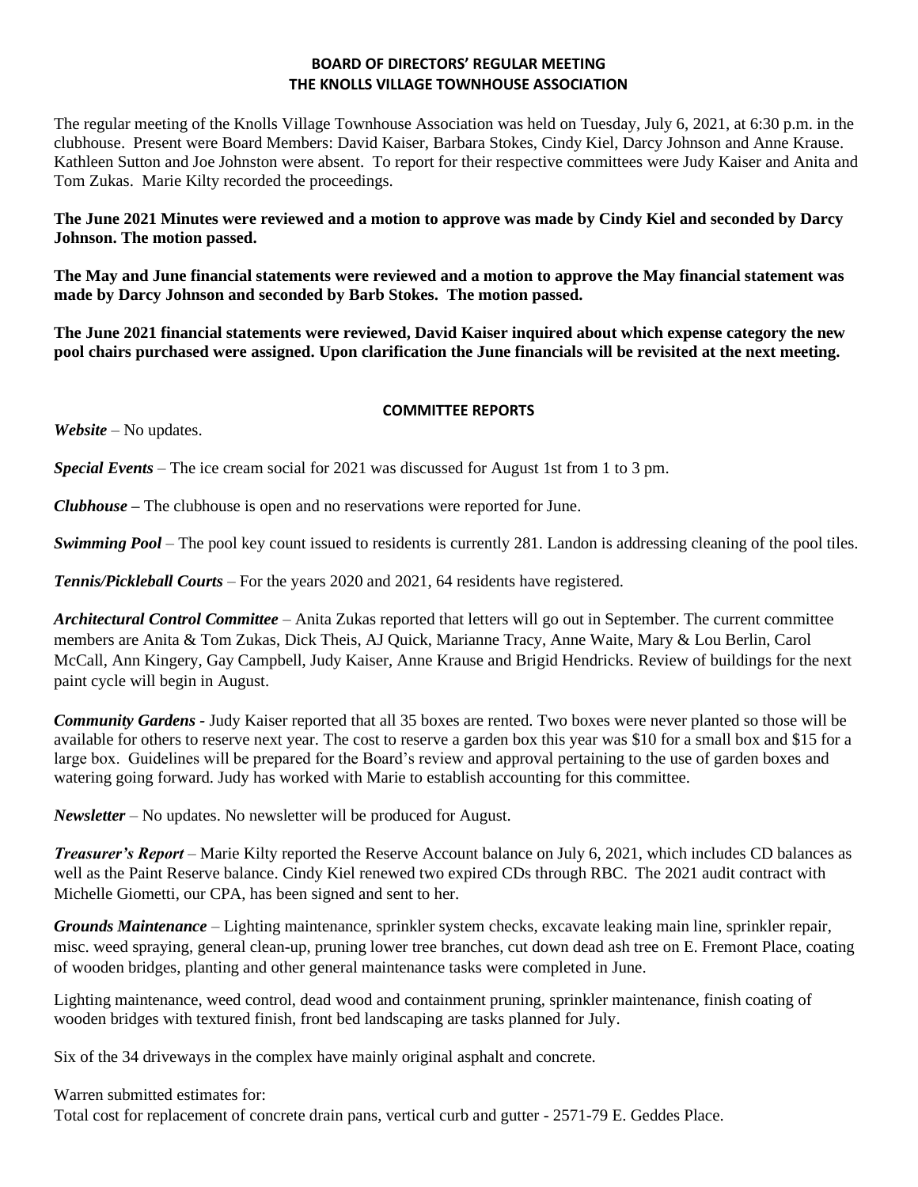**BOARD OF DIRECTORS' REGULAR MEETING**
**THE KNOLLS VILLAGE TOWNHOUSE ASSOCIATION**

The regular meeting of the Knolls Village Townhouse Association was held on Tuesday, July 6, 2021, at 6:30 p.m. in the clubhouse. Present were Board Members: David Kaiser, Barbara Stokes, Cindy Kiel, Darcy Johnson and Anne Krause. Kathleen Sutton and Joe Johnston were absent. To report for their respective committees were Judy Kaiser and Anita and Tom Zukas. Marie Kilty recorded the proceedings.

**The June 2021 Minutes were reviewed and a motion to approve was made by Cindy Kiel and seconded by Darcy Johnson. The motion passed.**

**The May and June financial statements were reviewed and a motion to approve the May financial statement was made by Darcy Johnson and seconded by Barb Stokes. The motion passed.**

**The June 2021 financial statements were reviewed, David Kaiser inquired about which expense category the new pool chairs purchased were assigned. Upon clarification the June financials will be revisited at the next meeting.**

**COMMITTEE REPORTS**

***Website*** – No updates.

***Special Events*** – The ice cream social for 2021 was discussed for August 1st from 1 to 3 pm.

***Clubhouse*** – The clubhouse is open and no reservations were reported for June.

***Swimming Pool*** – The pool key count issued to residents is currently 281. Landon is addressing cleaning of the pool tiles.

***Tennis/Pickleball Courts*** – For the years 2020 and 2021, 64 residents have registered.

***Architectural Control Committee*** – Anita Zukas reported that letters will go out in September. The current committee members are Anita & Tom Zukas, Dick Theis, AJ Quick, Marianne Tracy, Anne Waite, Mary & Lou Berlin, Carol McCall, Ann Kingery, Gay Campbell, Judy Kaiser, Anne Krause and Brigid Hendricks. Review of buildings for the next paint cycle will begin in August.

***Community Gardens*** - Judy Kaiser reported that all 35 boxes are rented. Two boxes were never planted so those will be available for others to reserve next year. The cost to reserve a garden box this year was $10 for a small box and $15 for a large box. Guidelines will be prepared for the Board's review and approval pertaining to the use of garden boxes and watering going forward. Judy has worked with Marie to establish accounting for this committee.

***Newsletter*** – No updates. No newsletter will be produced for August.

***Treasurer's Report*** – Marie Kilty reported the Reserve Account balance on July 6, 2021, which includes CD balances as well as the Paint Reserve balance. Cindy Kiel renewed two expired CDs through RBC. The 2021 audit contract with Michelle Giometti, our CPA, has been signed and sent to her.

***Grounds Maintenance*** – Lighting maintenance, sprinkler system checks, excavate leaking main line, sprinkler repair, misc. weed spraying, general clean-up, pruning lower tree branches, cut down dead ash tree on E. Fremont Place, coating of wooden bridges, planting and other general maintenance tasks were completed in June.

Lighting maintenance, weed control, dead wood and containment pruning, sprinkler maintenance, finish coating of wooden bridges with textured finish, front bed landscaping are tasks planned for July.

Six of the 34 driveways in the complex have mainly original asphalt and concrete.

Warren submitted estimates for:
Total cost for replacement of concrete drain pans, vertical curb and gutter - 2571-79 E. Geddes Place.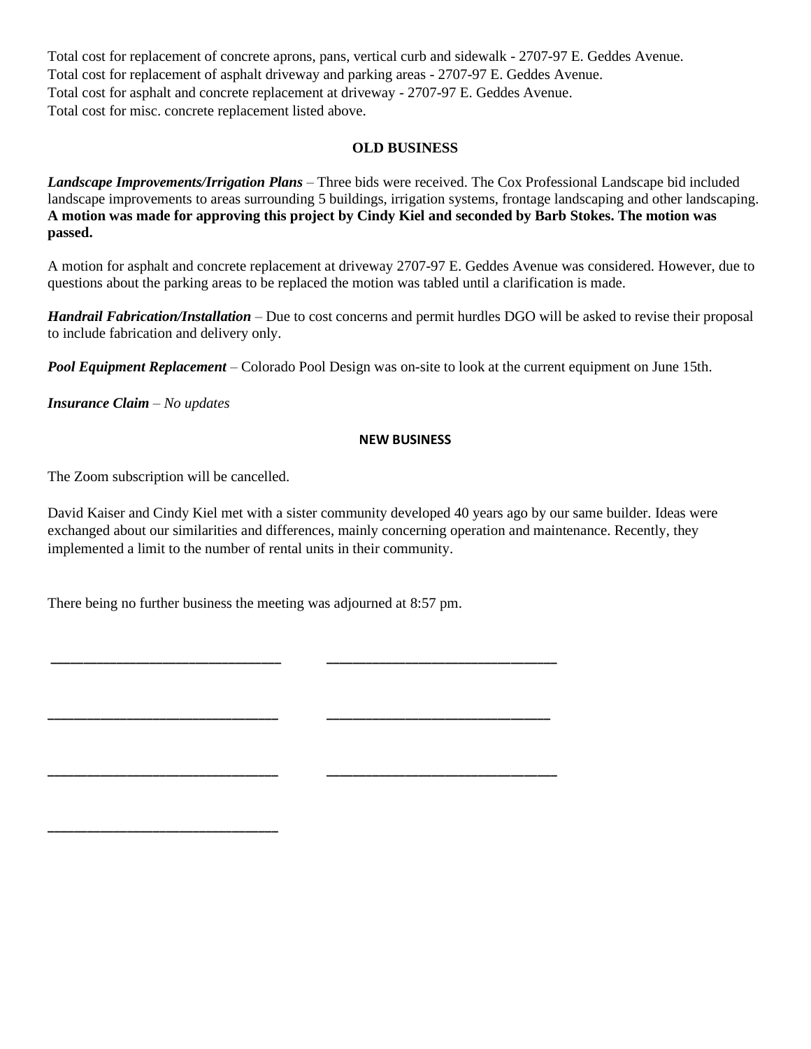Total cost for replacement of concrete aprons, pans, vertical curb and sidewalk - 2707-97 E. Geddes Avenue.
Total cost for replacement of asphalt driveway and parking areas - 2707-97 E. Geddes Avenue.
Total cost for asphalt and concrete replacement at driveway - 2707-97 E. Geddes Avenue.
Total cost for misc. concrete replacement listed above.

## OLD BUSINESS

***Landscape Improvements/Irrigation Plans*** – Three bids were received. The Cox Professional Landscape bid included landscape improvements to areas surrounding 5 buildings, irrigation systems, frontage landscaping and other landscaping. **A motion was made for approving this project by Cindy Kiel and seconded by Barb Stokes. The motion was passed.**

A motion for asphalt and concrete replacement at driveway 2707-97 E. Geddes Avenue was considered. However, due to questions about the parking areas to be replaced the motion was tabled until a clarification is made.

***Handrail Fabrication/Installation*** – Due to cost concerns and permit hurdles DGO will be asked to revise their proposal to include fabrication and delivery only.

***Pool Equipment Replacement*** – Colorado Pool Design was on-site to look at the current equipment on June 15th.

***Insurance Claim*** – *No updates*

## NEW BUSINESS

The Zoom subscription will be cancelled.

David Kaiser and Cindy Kiel met with a sister community developed 40 years ago by our same builder. Ideas were exchanged about our similarities and differences, mainly concerning operation and maintenance. Recently, they implemented a limit to the number of rental units in their community.

There being no further business the meeting was adjourned at 8:57 pm.

\_\_\_\_\_\_\_\_\_\_\_\_\_\_\_\_\_\_\_\_\_\_\_\_\_\_\_\_\_\_ \_\_\_\_\_\_\_\_\_\_\_\_\_\_\_\_\_\_\_\_\_\_\_\_\_\_\_\_\_\_

\_\_\_\_\_\_\_\_\_\_\_\_\_\_\_\_\_\_\_\_\_\_\_\_\_\_\_\_\_\_ \_\_\_\_\_\_\_\_\_\_\_\_\_\_\_\_\_\_\_\_\_\_\_\_\_\_\_\_\_\_

\_\_\_\_\_\_\_\_\_\_\_\_\_\_\_\_\_\_\_\_\_\_\_\_\_\_\_\_\_\_ \_\_\_\_\_\_\_\_\_\_\_\_\_\_\_\_\_\_\_\_\_\_\_\_\_\_\_\_\_\_

\_\_\_\_\_\_\_\_\_\_\_\_\_\_\_\_\_\_\_\_\_\_\_\_\_\_\_\_\_\_